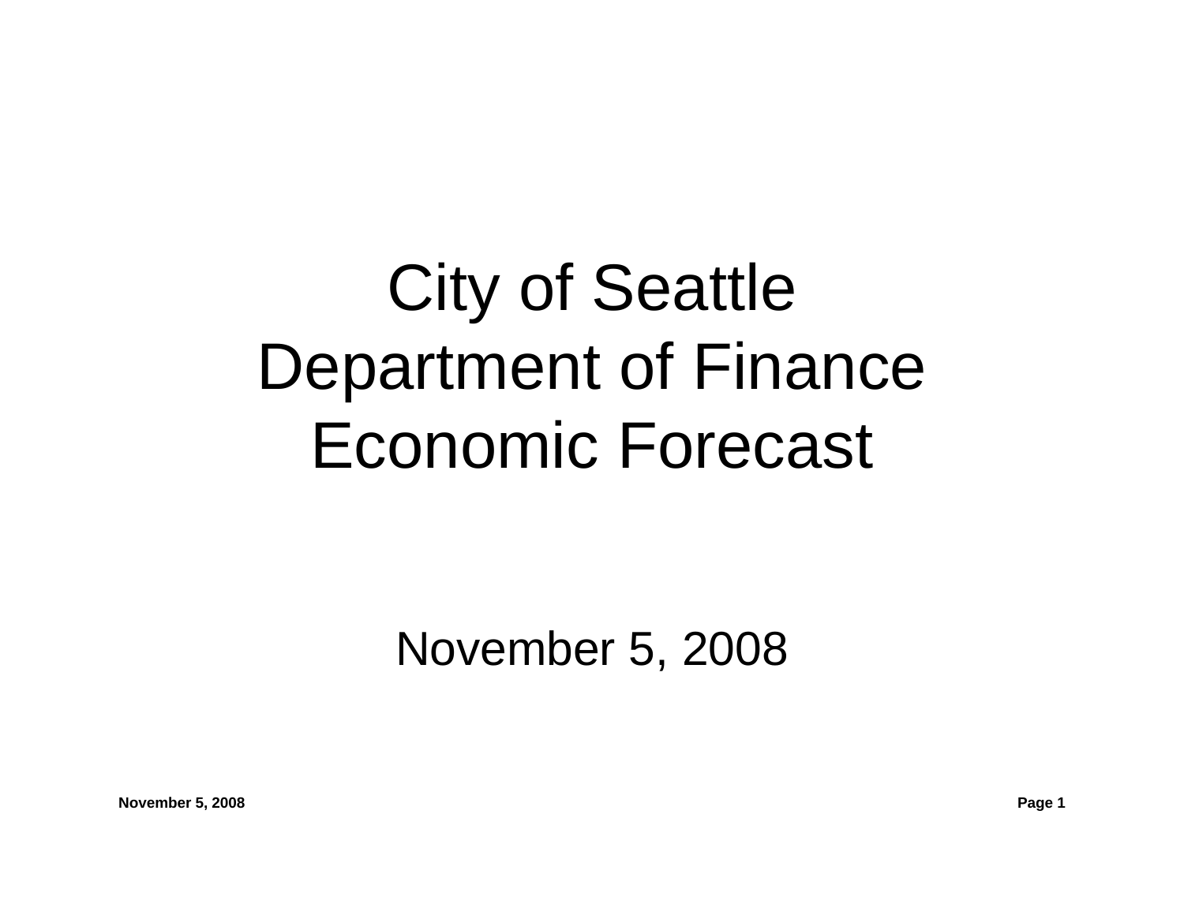# City of Seattle
# Department of Finance
# Economic Forecast

November 5, 2008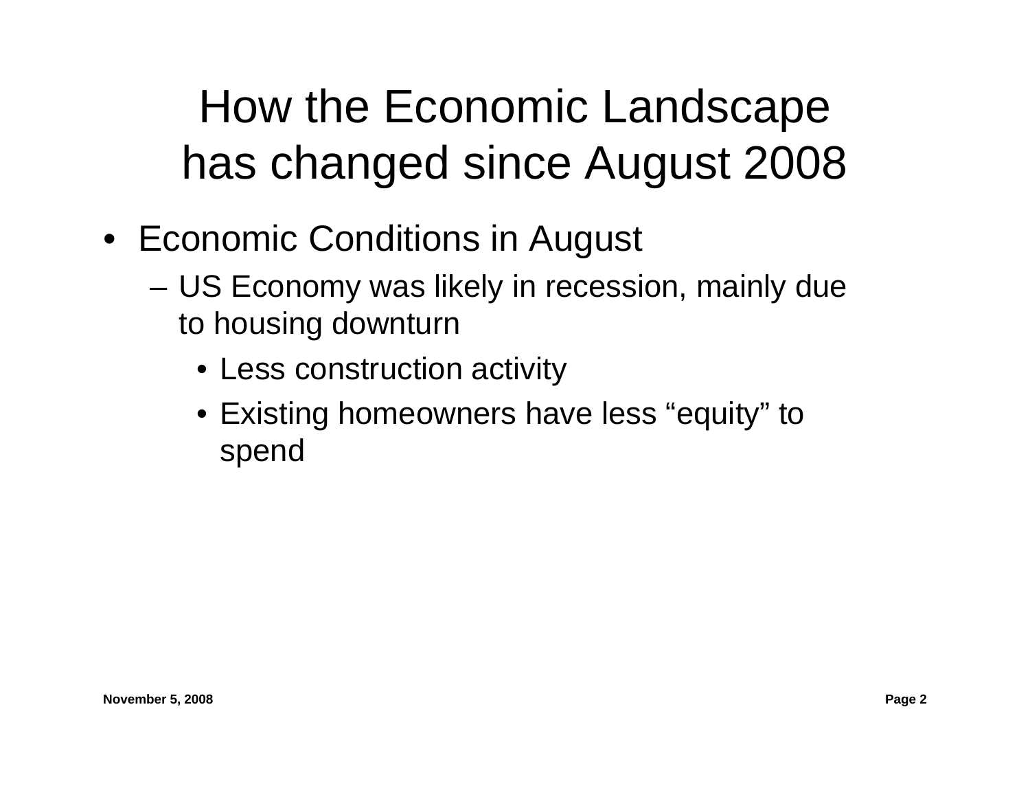# How the Economic Landscape has changed since August 2008

- Economic Conditions in August
  - US Economy was likely in recession, mainly due to housing downturn
    - Less construction activity
    - Existing homeowners have less "equity" to spend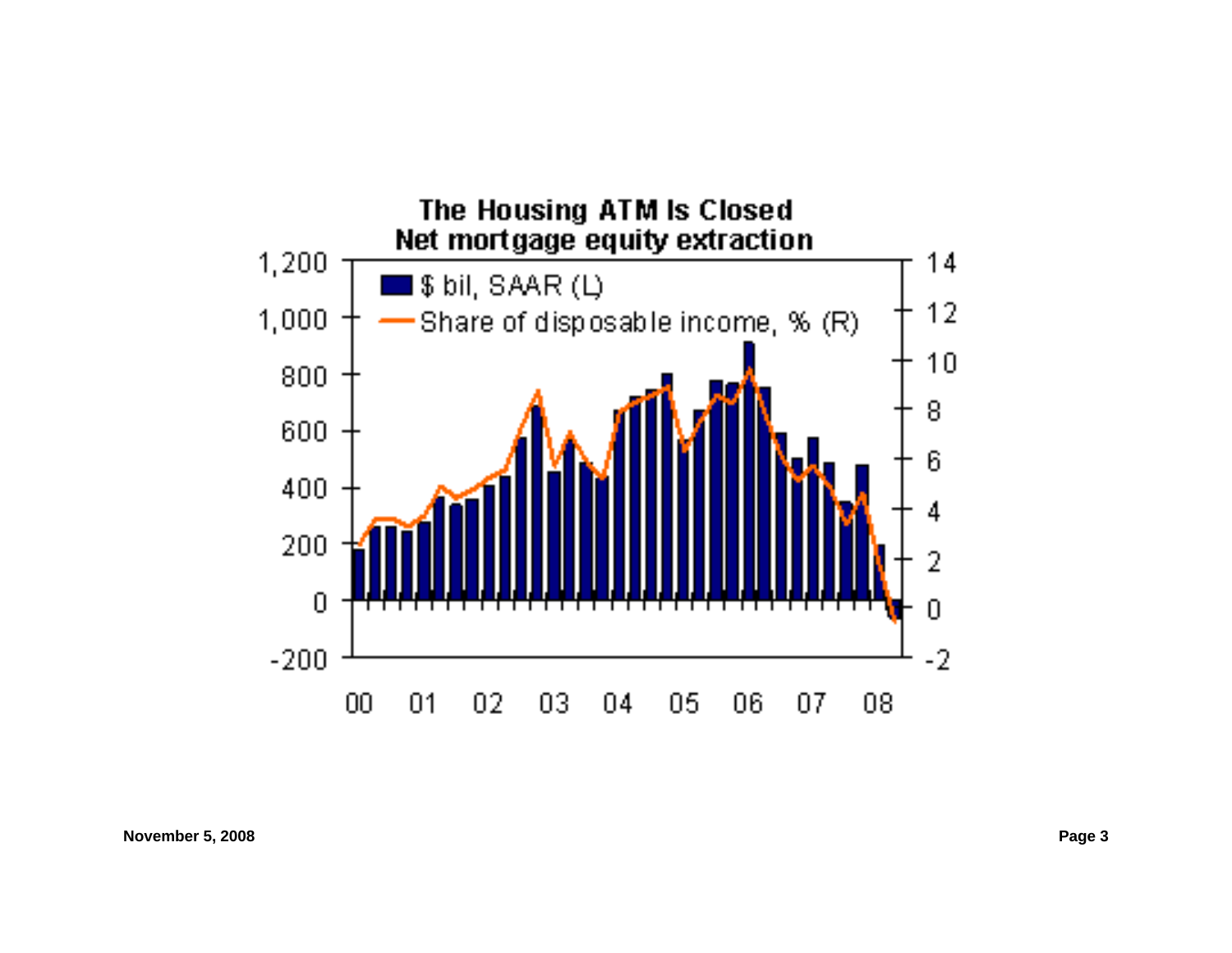**The Housing ATM Is Closed**
**Net mortgage equity extraction**

- $ bil, SAAR (L)
- Share of disposable income, % (R)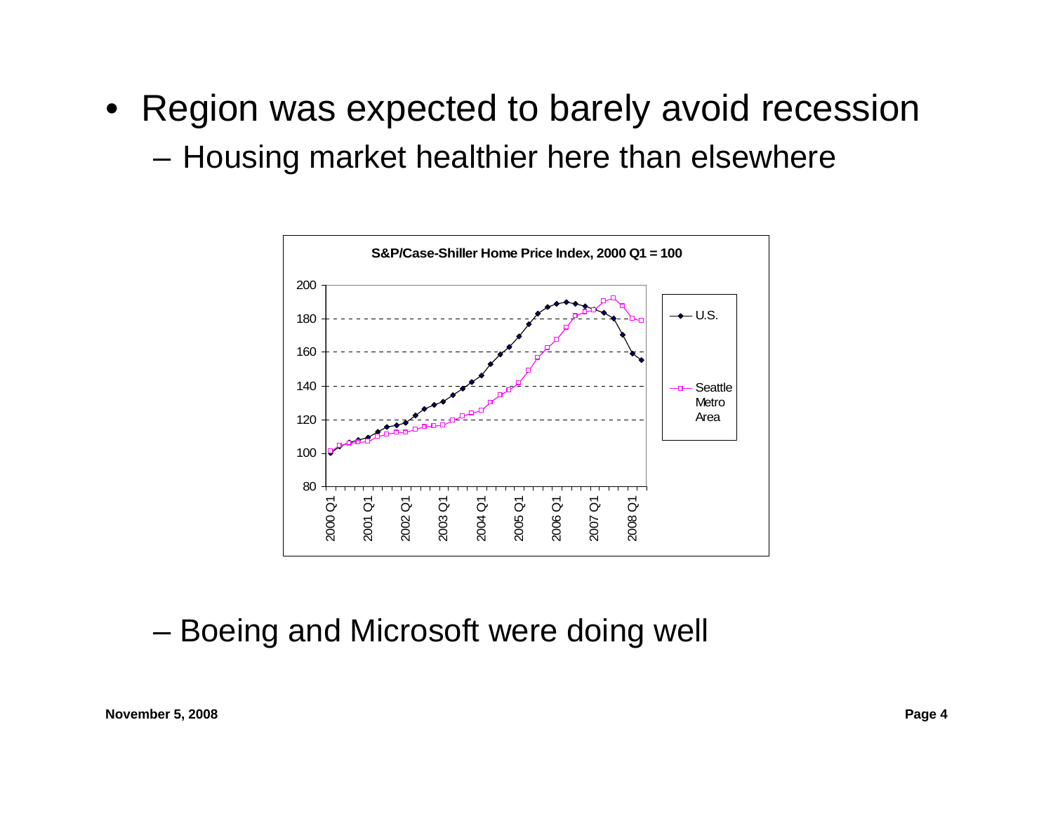- Region was expected to barely avoid recession
  - Housing market healthier here than elsewhere

**S&P/Case-Shiller Home Price Index, 2000 Q1 = 100**

  - Boeing and Microsoft were doing well

**November 5, 2008**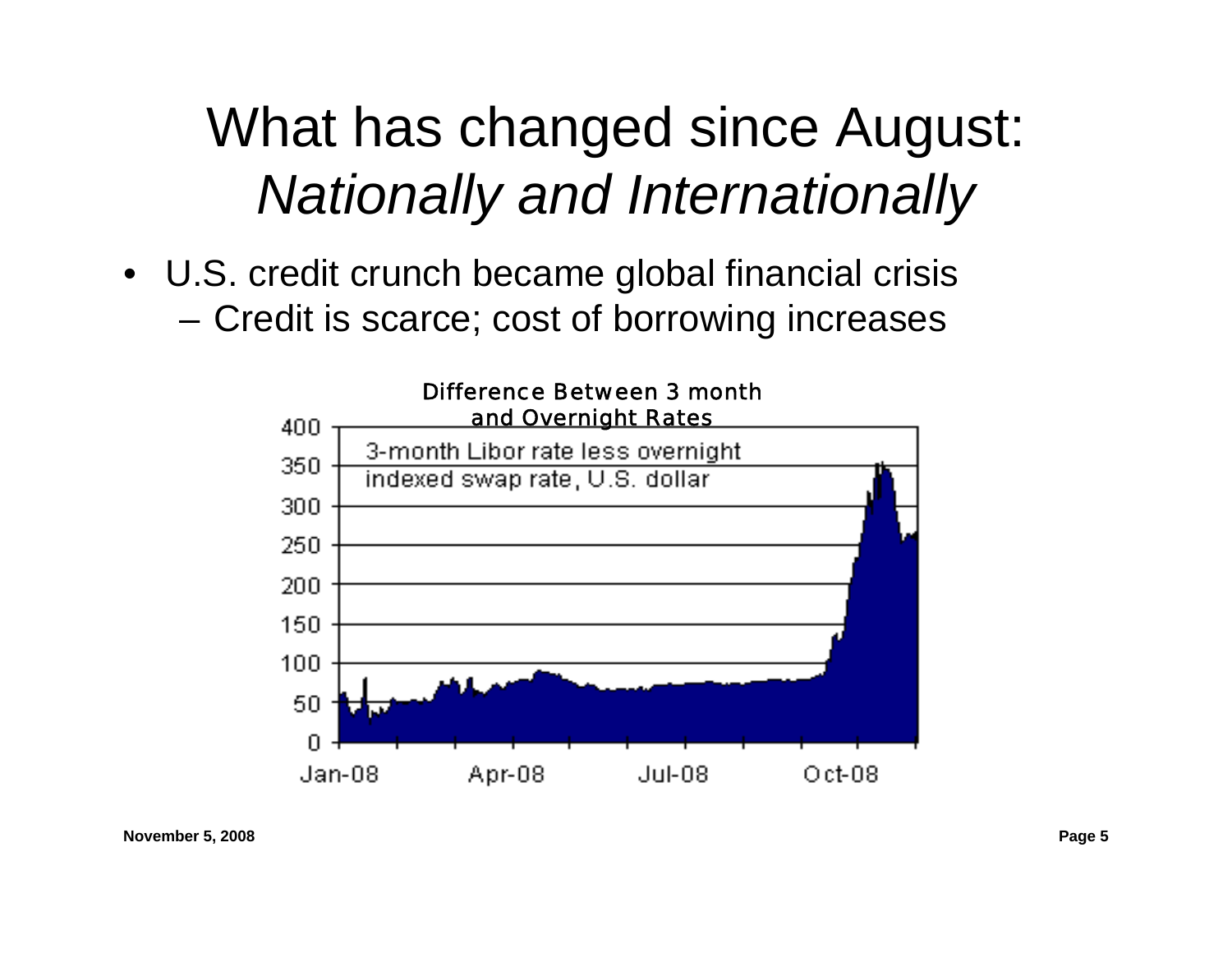# What has changed since August: *Nationally and Internationally*

- U.S. credit crunch became global financial crisis
  - Credit is scarce; cost of borrowing increases

Difference Between 3 month and Overnight Rates

3-month Libor rate less overnight indexed swap rate, U.S. dollar

400
350
300
250
200
150
100
50
0

Jan-08 Apr-08 Jul-08 Oct-08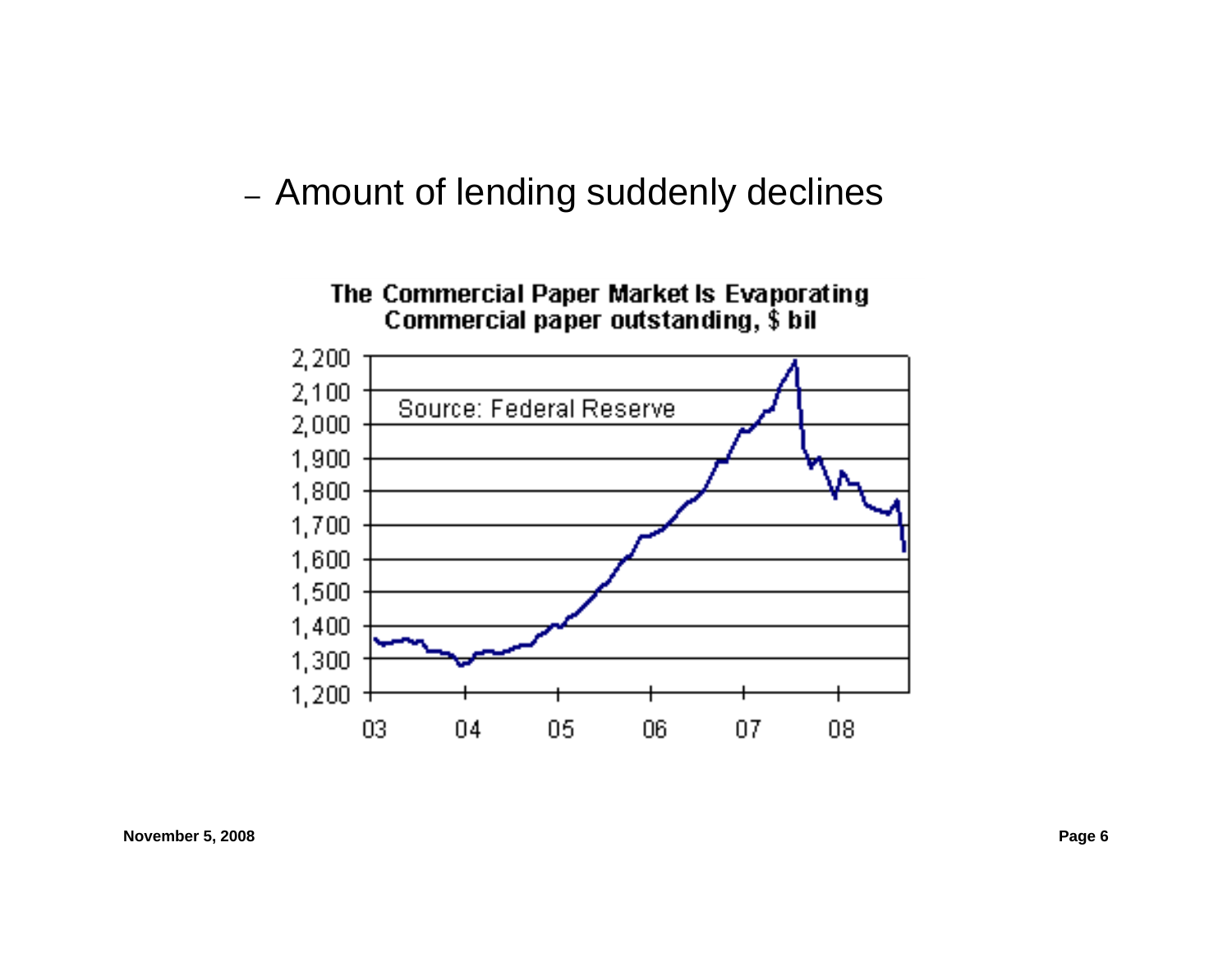– Amount of lending suddenly declines

**The Commercial Paper Market Is Evaporating**
**Commercial paper outstanding, $ bil**

Source: Federal Reserve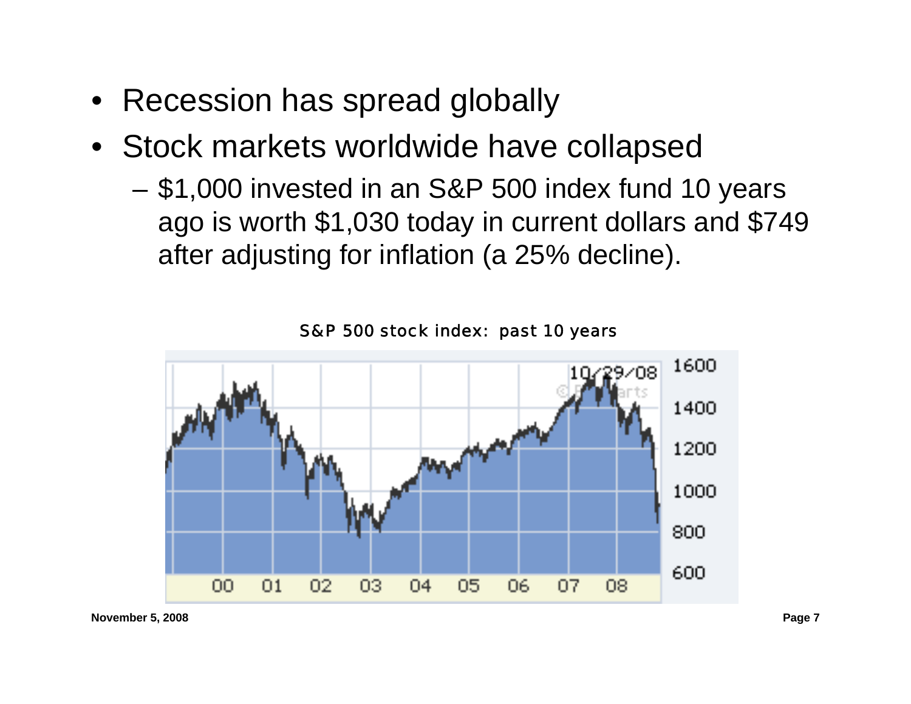- Recession has spread globally
- Stock markets worldwide have collapsed
  - $1,000 invested in an S&P 500 index fund 10 years ago is worth $1,030 today in current dollars and $749 after adjusting for inflation (a 25% decline).

S&P 500 stock index: past 10 years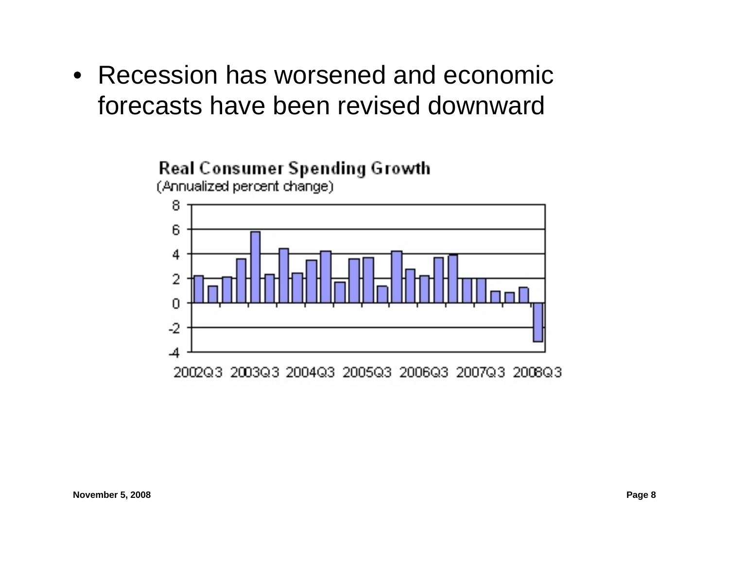- Recession has worsened and economic forecasts have been revised downward

**Real Consumer Spending Growth**
(Annualized percent change)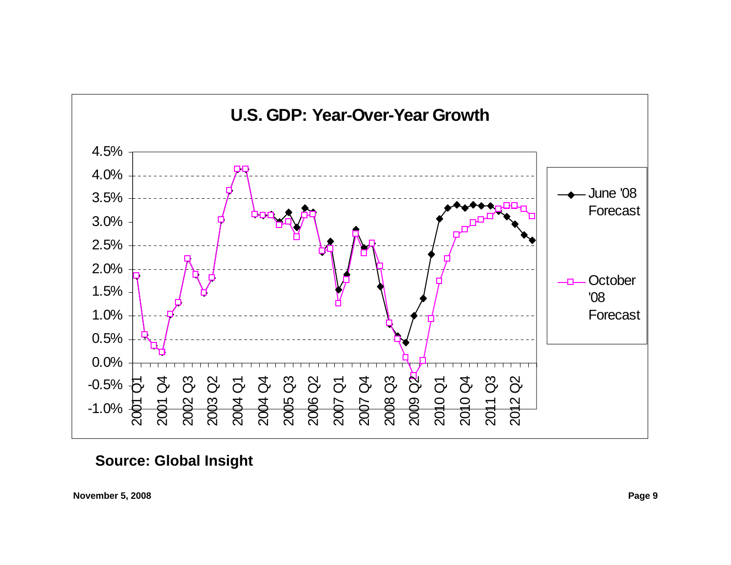## U.S. GDP: Year-Over-Year Growth

**Source: Global Insight**

**November 5, 2008**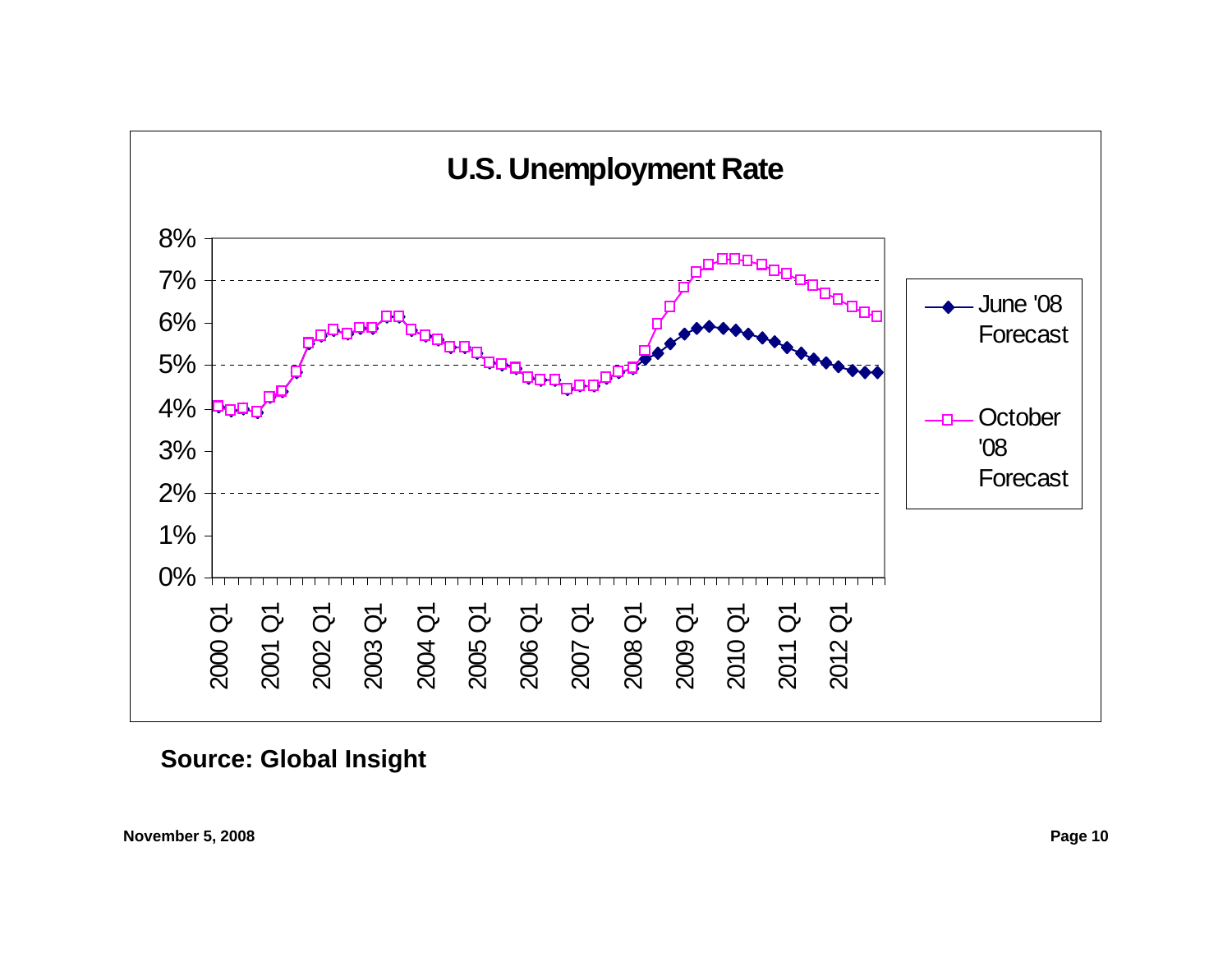## U.S. Unemployment Rate

**Source: Global Insight**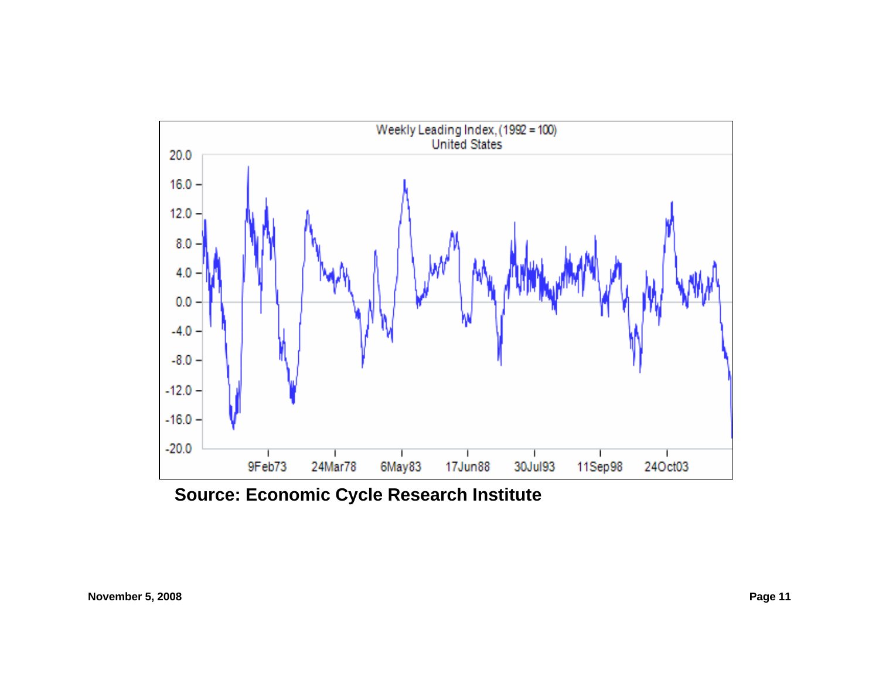Weekly Leading Index, (1992 = 100)
United States

**Source: Economic Cycle Research Institute**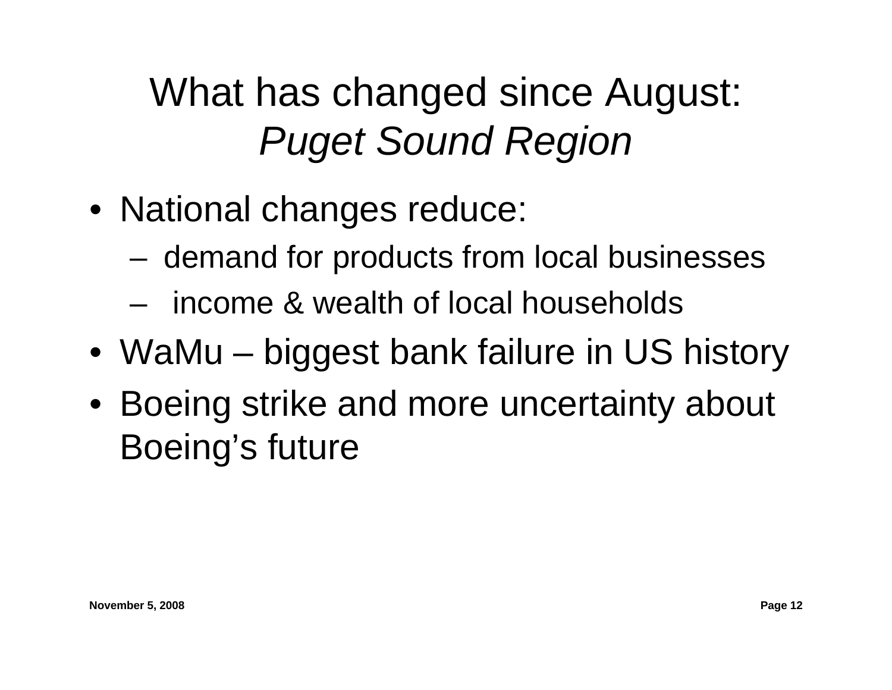# What has changed since August: *Puget Sound Region*

- National changes reduce:
  - demand for products from local businesses
  - income & wealth of local households
- WaMu – biggest bank failure in US history
- Boeing strike and more uncertainty about Boeing's future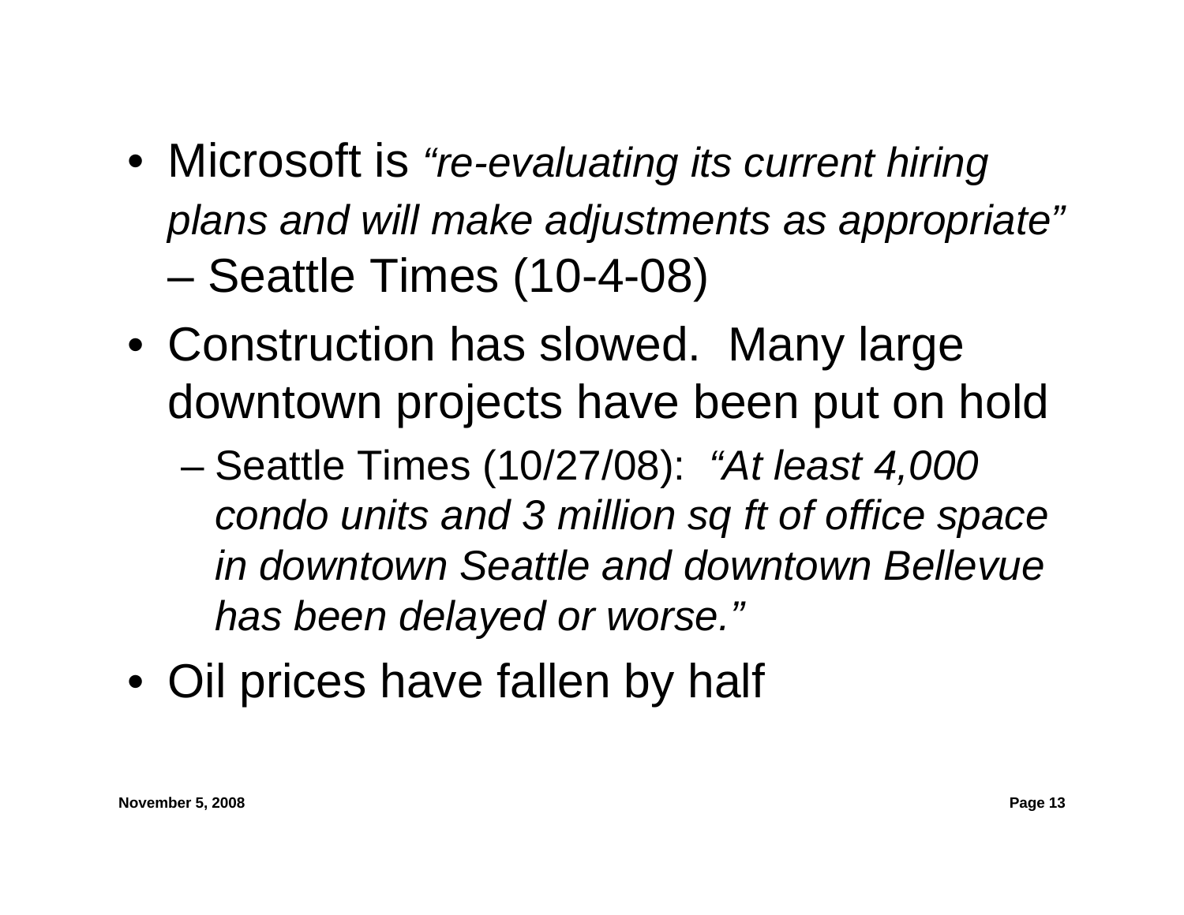- Microsoft is *“re-evaluating its current hiring plans and will make adjustments as appropriate”* – Seattle Times (10-4-08)
- Construction has slowed.  Many large downtown projects have been put on hold
  - Seattle Times (10/27/08):  *“At least 4,000 condo units and 3 million sq ft of office space in downtown Seattle and downtown Bellevue has been delayed or worse.”*
- Oil prices have fallen by half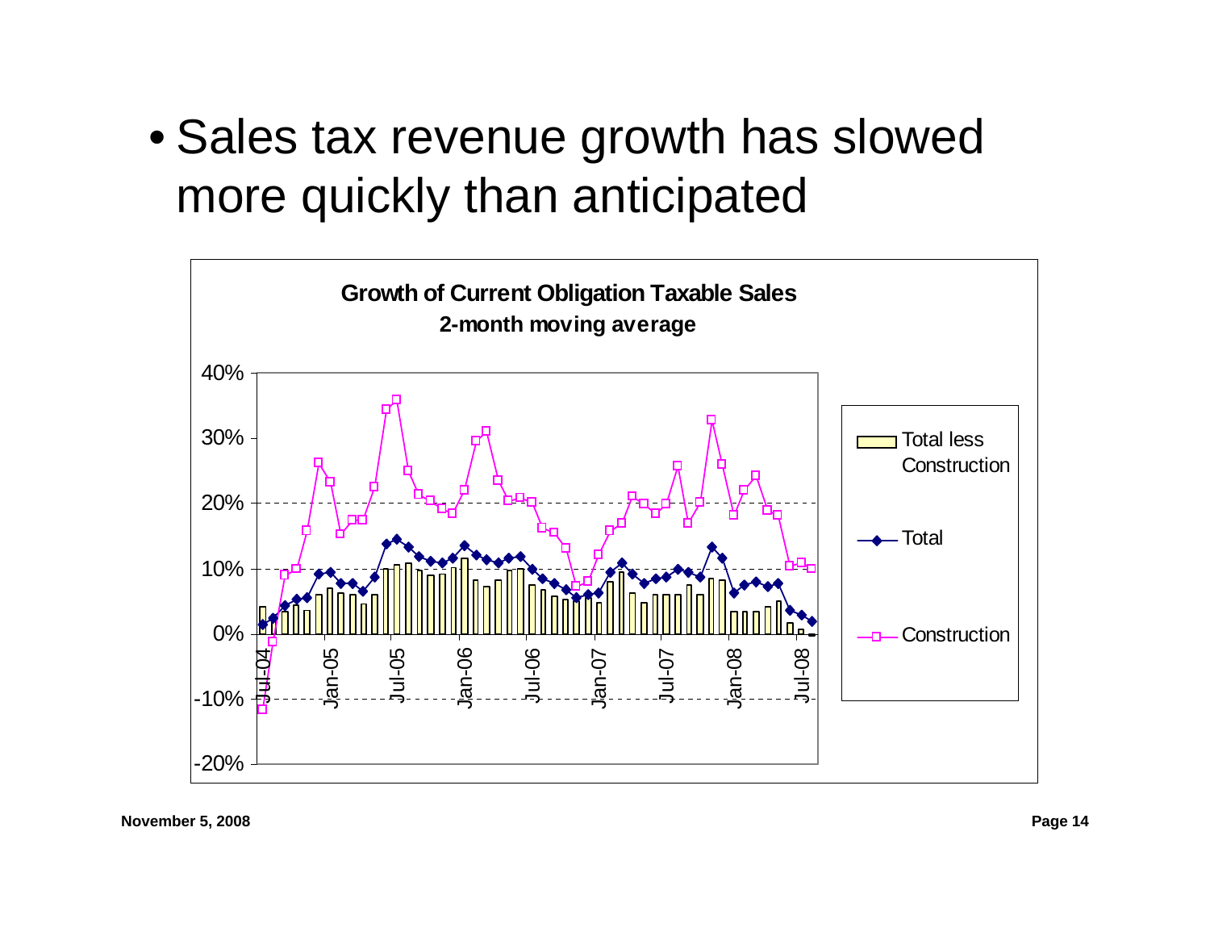- Sales tax revenue growth has slowed more quickly than anticipated

**Growth of Current Obligation Taxable Sales**
**2-month moving average**

Legend: Total less Construction; Total; Construction

Y-axis: 40%, 30%, 20%, 10%, 0%, -10%, -20%

X-axis: Jul-04, Jan-05, Jul-05, Jan-06, Jul-06, Jan-07, Jul-07, Jan-08, Jul-08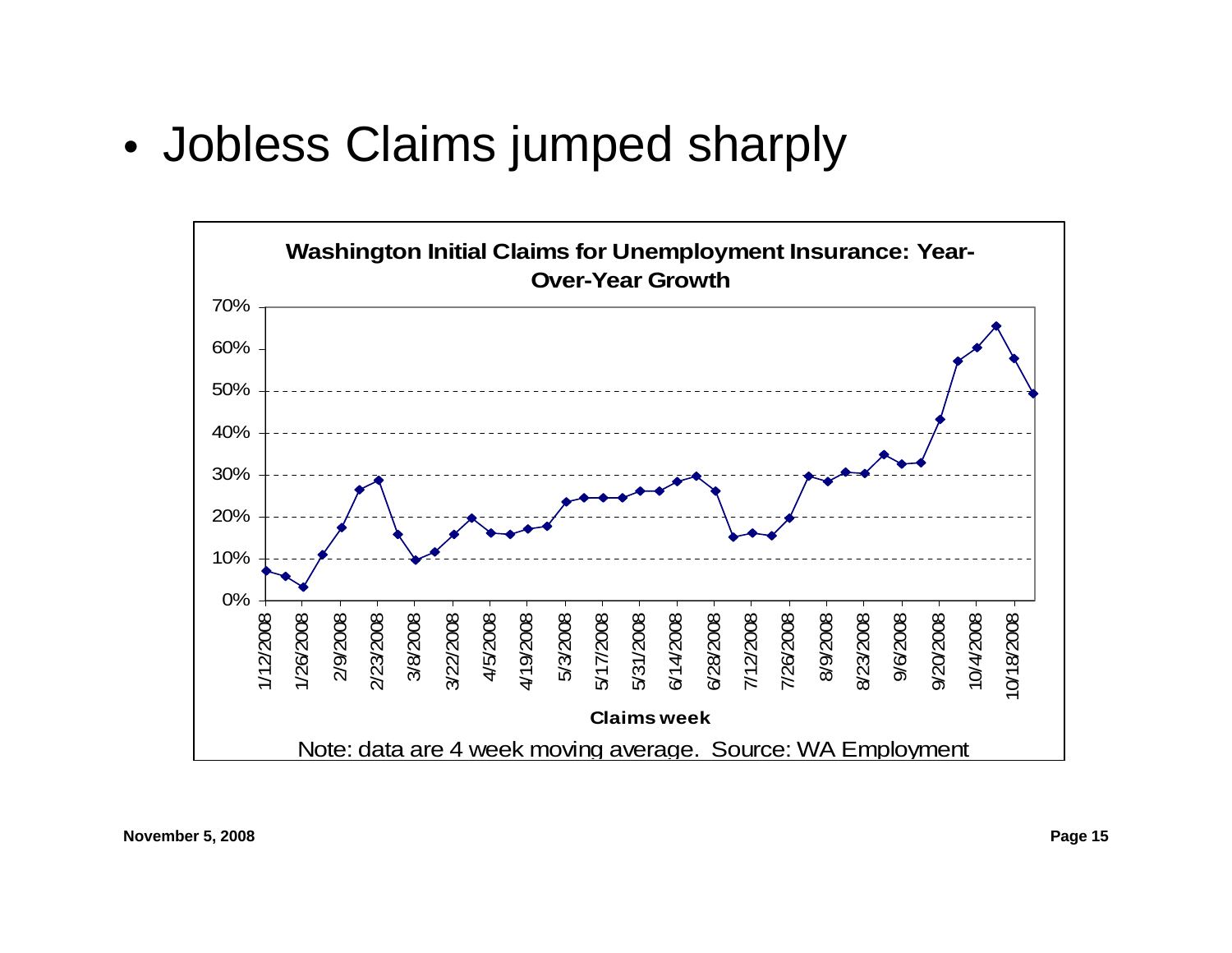- Jobless Claims jumped sharply

**Washington Initial Claims for Unemployment Insurance: Year-Over-Year Growth**

Note: data are 4 week moving average. Source: WA Employment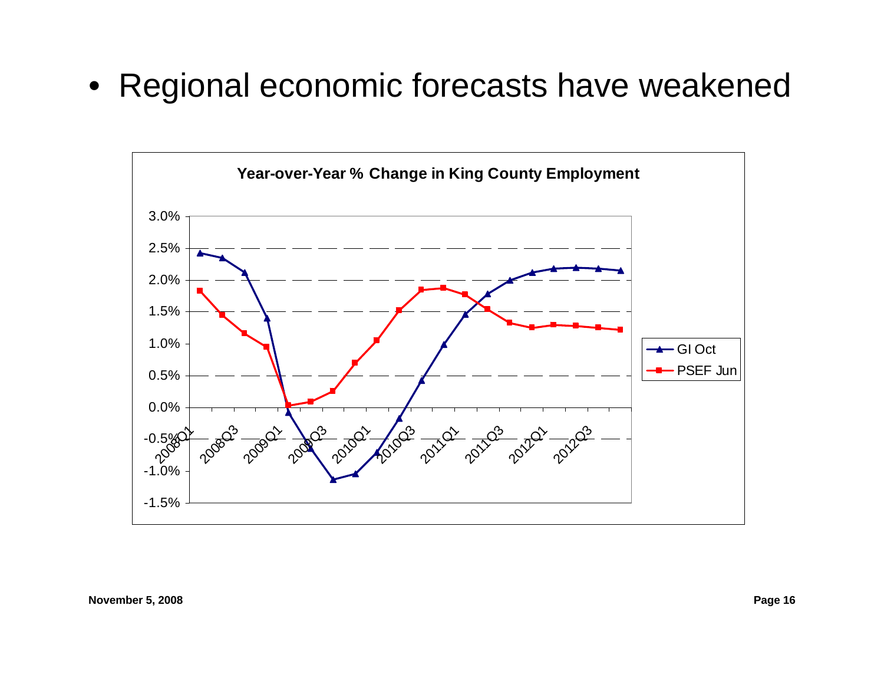- Regional economic forecasts have weakened

**Year-over-Year % Change in King County Employment**

Legend: GI Oct; PSEF Jun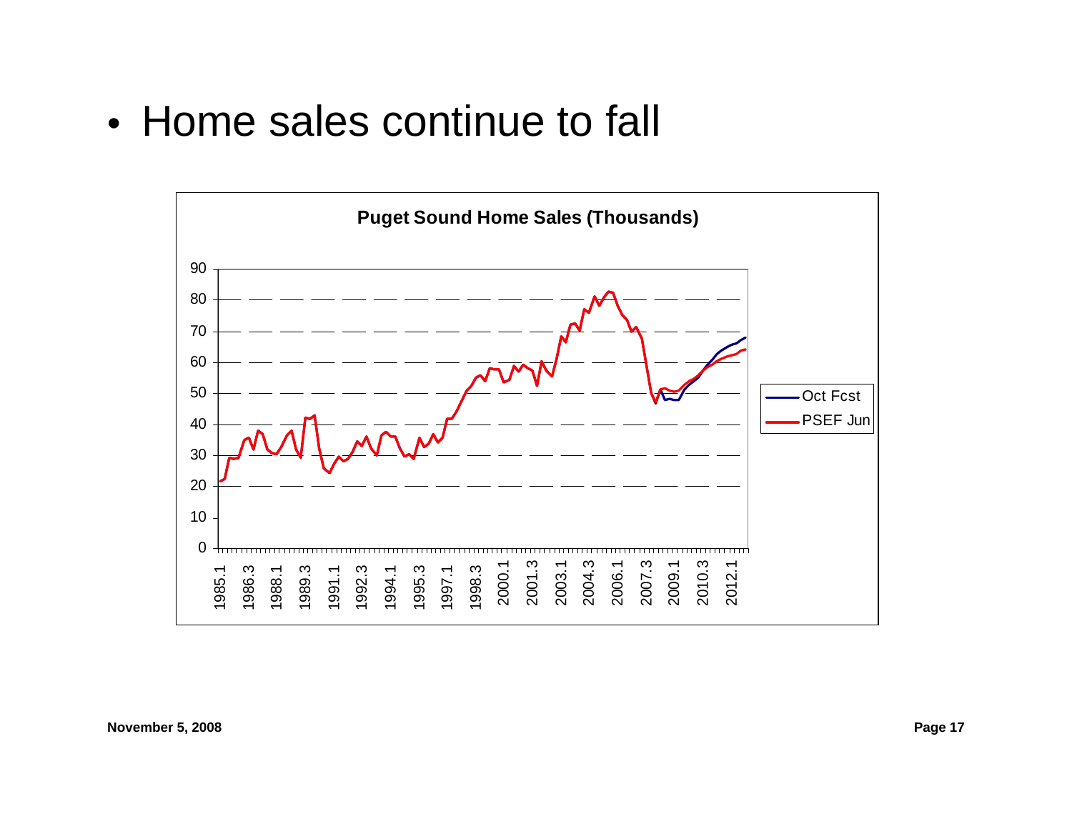- Home sales continue to fall

**Puget Sound Home Sales (Thousands)**

Legend: Oct Fcst; PSEF Jun

Y-axis: 0, 10, 20, 30, 40, 50, 60, 70, 80, 90

X-axis: 1985.1, 1986.3, 1988.1, 1989.3, 1991.1, 1992.3, 1994.1, 1995.3, 1997.1, 1998.3, 2000.1, 2001.3, 2003.1, 2004.3, 2006.1, 2007.3, 2009.1, 2010.3, 2012.1

November 5, 2008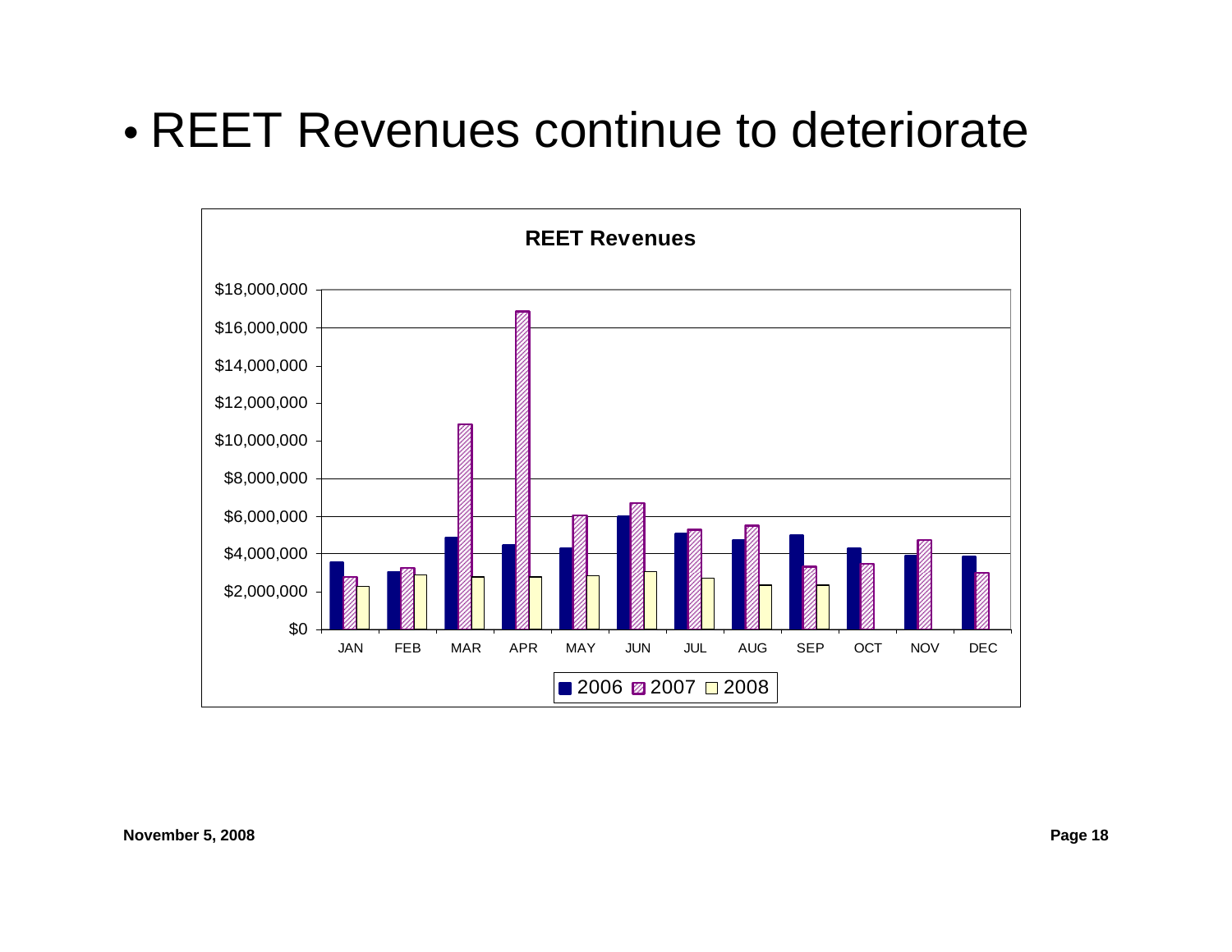- REET Revenues continue to deteriorate

**REET Revenues**

| Month | 2006 | 2007 | 2008 |
|---|---|---|---|
| JAN | ~$3,600,000 | ~$2,800,000 | ~$2,300,000 |
| FEB | ~$3,100,000 | ~$3,300,000 | ~$2,900,000 |
| MAR | ~$4,900,000 | ~$10,900,000 | ~$2,800,000 |
| APR | ~$4,500,000 | ~$16,900,000 | ~$2,800,000 |
| MAY | ~$4,300,000 | ~$6,100,000 | ~$2,900,000 |
| JUN | ~$6,000,000 | ~$6,700,000 | ~$3,100,000 |
| JUL | ~$5,100,000 | ~$5,300,000 | ~$2,700,000 |
| AUG | ~$4,800,000 | ~$5,500,000 | ~$2,400,000 |
| SEP | ~$5,000,000 | ~$3,300,000 | ~$2,400,000 |
| OCT | ~$4,300,000 | ~$3,500,000 | |
| NOV | ~$3,900,000 | ~$4,700,000 | |
| DEC | ~$3,900,000 | ~$3,000,000 | |

November 5, 2008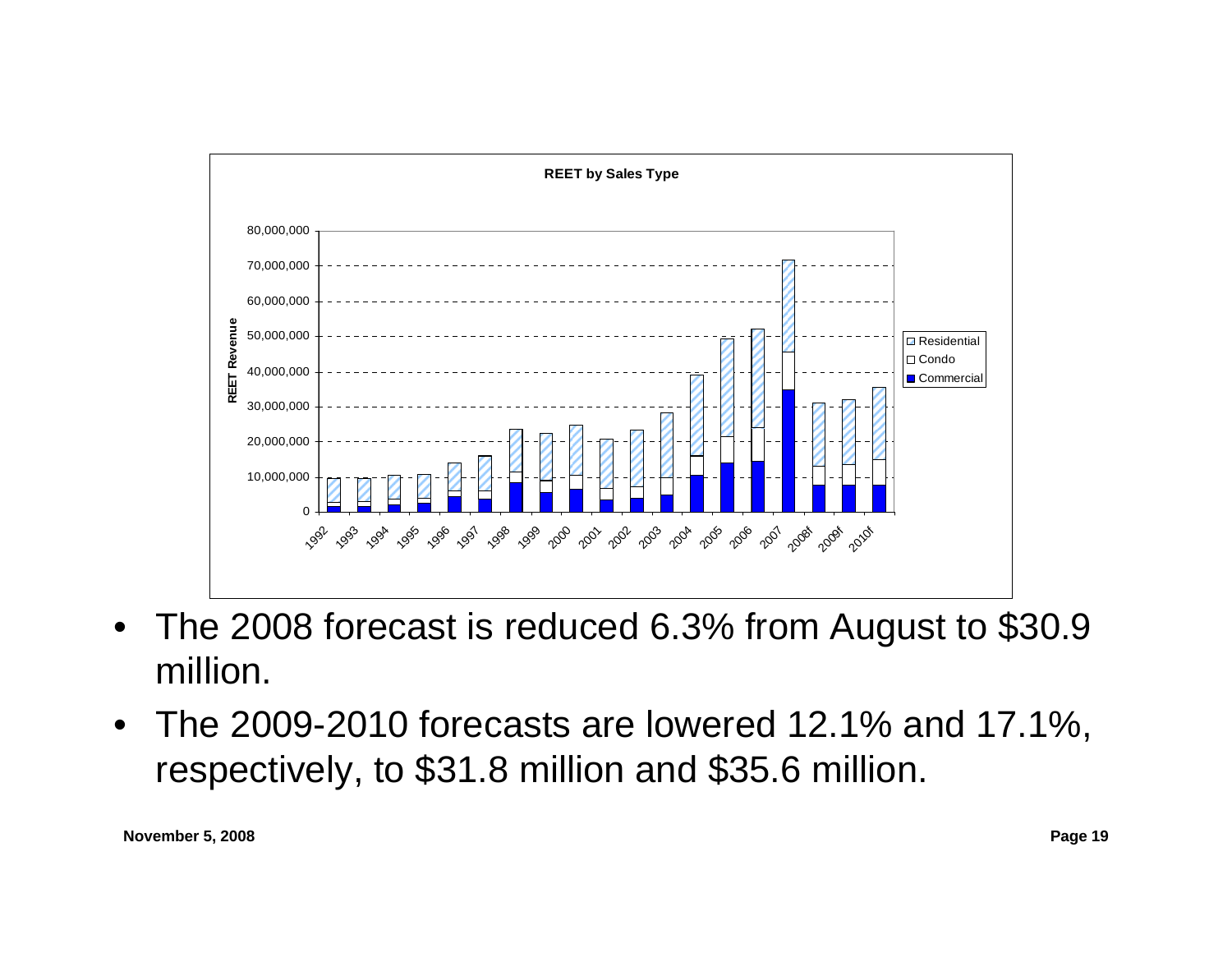**REET by Sales Type**

- The 2008 forecast is reduced 6.3% from August to $30.9 million.
- The 2009-2010 forecasts are lowered 12.1% and 17.1%, respectively, to $31.8 million and $35.6 million.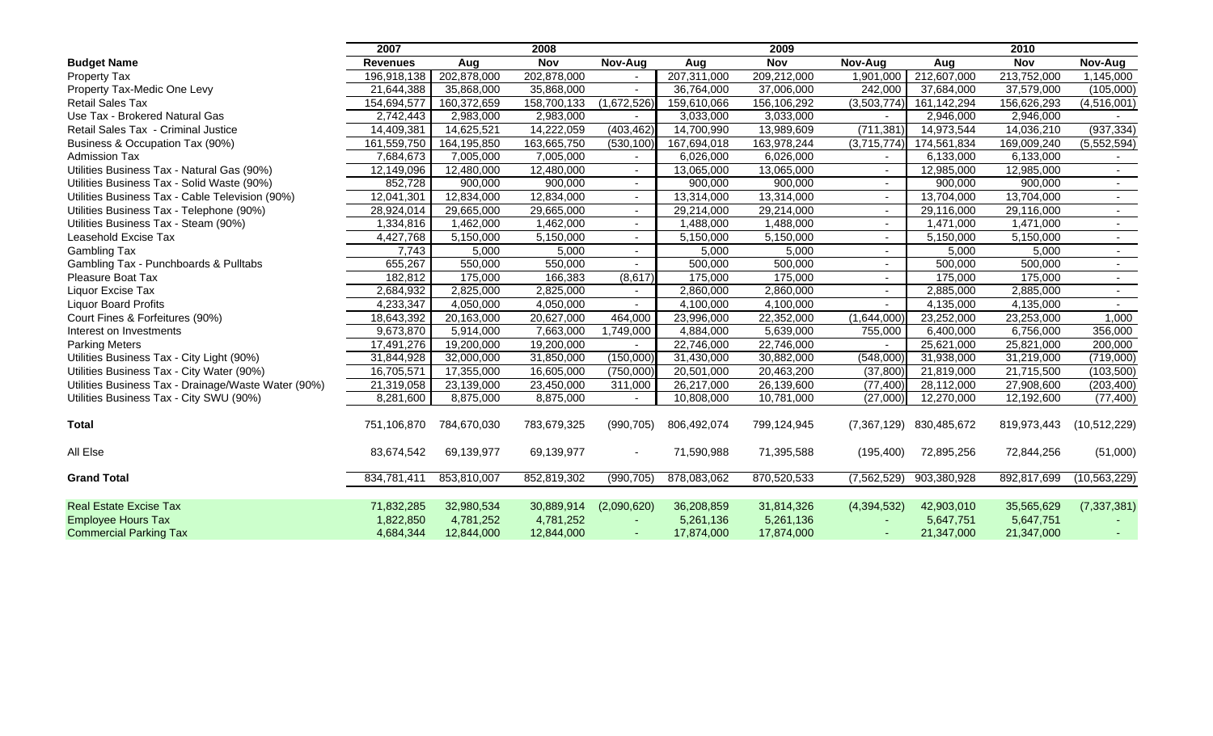| | 2007 | 2008 | | | 2009 | | | 2010 | | |
|---|---|---|---|---|---|---|---|---|---|---|
| **Budget Name** | **Revenues** | **Aug** | **Nov** | **Nov-Aug** | **Aug** | **Nov** | **Nov-Aug** | **Aug** | **Nov** | **Nov-Aug** |
| Property Tax | 196,918,138 | 202,878,000 | 202,878,000 | - | 207,311,000 | 209,212,000 | 1,901,000 | 212,607,000 | 213,752,000 | 1,145,000 |
| Property Tax-Medic One Levy | 21,644,388 | 35,868,000 | 35,868,000 | - | 36,764,000 | 37,006,000 | 242,000 | 37,684,000 | 37,579,000 | (105,000) |
| Retail Sales Tax | 154,694,577 | 160,372,659 | 158,700,133 | (1,672,526) | 159,610,066 | 156,106,292 | (3,503,774) | 161,142,294 | 156,626,293 | (4,516,001) |
| Use Tax - Brokered Natural Gas | 2,742,443 | 2,983,000 | 2,983,000 | - | 3,033,000 | 3,033,000 | - | 2,946,000 | 2,946,000 | - |
| Retail Sales Tax - Criminal Justice | 14,409,381 | 14,625,521 | 14,222,059 | (403,462) | 14,700,990 | 13,989,609 | (711,381) | 14,973,544 | 14,036,210 | (937,334) |
| Business & Occupation Tax (90%) | 161,559,750 | 164,195,850 | 163,665,750 | (530,100) | 167,694,018 | 163,978,244 | (3,715,774) | 174,561,834 | 169,009,240 | (5,552,594) |
| Admission Tax | 7,684,673 | 7,005,000 | 7,005,000 | - | 6,026,000 | 6,026,000 | - | 6,133,000 | 6,133,000 | - |
| Utilities Business Tax - Natural Gas (90%) | 12,149,096 | 12,480,000 | 12,480,000 | - | 13,065,000 | 13,065,000 | - | 12,985,000 | 12,985,000 | - |
| Utilities Business Tax - Solid Waste (90%) | 852,728 | 900,000 | 900,000 | - | 900,000 | 900,000 | - | 900,000 | 900,000 | - |
| Utilities Business Tax - Cable Television (90%) | 12,041,301 | 12,834,000 | 12,834,000 | - | 13,314,000 | 13,314,000 | - | 13,704,000 | 13,704,000 | - |
| Utilities Business Tax - Telephone (90%) | 28,924,014 | 29,665,000 | 29,665,000 | - | 29,214,000 | 29,214,000 | - | 29,116,000 | 29,116,000 | - |
| Utilities Business Tax - Steam (90%) | 1,334,816 | 1,462,000 | 1,462,000 | - | 1,488,000 | 1,488,000 | - | 1,471,000 | 1,471,000 | - |
| Leasehold Excise Tax | 4,427,768 | 5,150,000 | 5,150,000 | - | 5,150,000 | 5,150,000 | - | 5,150,000 | 5,150,000 | - |
| Gambling Tax | 7,743 | 5,000 | 5,000 | - | 5,000 | 5,000 | - | 5,000 | 5,000 | - |
| Gambling Tax - Punchboards & Pulltabs | 655,267 | 550,000 | 550,000 | - | 500,000 | 500,000 | - | 500,000 | 500,000 | - |
| Pleasure Boat Tax | 182,812 | 175,000 | 166,383 | (8,617) | 175,000 | 175,000 | - | 175,000 | 175,000 | - |
| Liquor Excise Tax | 2,684,932 | 2,825,000 | 2,825,000 | - | 2,860,000 | 2,860,000 | - | 2,885,000 | 2,885,000 | - |
| Liquor Board Profits | 4,233,347 | 4,050,000 | 4,050,000 | - | 4,100,000 | 4,100,000 | - | 4,135,000 | 4,135,000 | - |
| Court Fines & Forfeitures (90%) | 18,643,392 | 20,163,000 | 20,627,000 | 464,000 | 23,996,000 | 22,352,000 | (1,644,000) | 23,252,000 | 23,253,000 | 1,000 |
| Interest on Investments | 9,673,870 | 5,914,000 | 7,663,000 | 1,749,000 | 4,884,000 | 5,639,000 | 755,000 | 6,400,000 | 6,756,000 | 356,000 |
| Parking Meters | 17,491,276 | 19,200,000 | 19,200,000 | - | 22,746,000 | 22,746,000 | - | 25,621,000 | 25,821,000 | 200,000 |
| Utilities Business Tax - City Light (90%) | 31,844,928 | 32,000,000 | 31,850,000 | (150,000) | 31,430,000 | 30,882,000 | (548,000) | 31,938,000 | 31,219,000 | (719,000) |
| Utilities Business Tax - City Water (90%) | 16,705,571 | 17,355,000 | 16,605,000 | (750,000) | 20,501,000 | 20,463,200 | (37,800) | 21,819,000 | 21,715,500 | (103,500) |
| Utilities Business Tax - Drainage/Waste Water (90%) | 21,319,058 | 23,139,000 | 23,450,000 | 311,000 | 26,217,000 | 26,139,600 | (77,400) | 28,112,000 | 27,908,600 | (203,400) |
| Utilities Business Tax - City SWU (90%) | 8,281,600 | 8,875,000 | 8,875,000 | - | 10,808,000 | 10,781,000 | (27,000) | 12,270,000 | 12,192,600 | (77,400) |
| **Total** | 751,106,870 | 784,670,030 | 783,679,325 | (990,705) | 806,492,074 | 799,124,945 | (7,367,129) | 830,485,672 | 819,973,443 | (10,512,229) |
| All Else | 83,674,542 | 69,139,977 | 69,139,977 | - | 71,590,988 | 71,395,588 | (195,400) | 72,895,256 | 72,844,256 | (51,000) |
| **Grand Total** | 834,781,411 | 853,810,007 | 852,819,302 | (990,705) | 878,083,062 | 870,520,533 | (7,562,529) | 903,380,928 | 892,817,699 | (10,563,229) |
| Real Estate Excise Tax | 71,832,285 | 32,980,534 | 30,889,914 | (2,090,620) | 36,208,859 | 31,814,326 | (4,394,532) | 42,903,010 | 35,565,629 | (7,337,381) |
| Employee Hours Tax | 1,822,850 | 4,781,252 | 4,781,252 | - | 5,261,136 | 5,261,136 | - | 5,647,751 | 5,647,751 | - |
| Commercial Parking Tax | 4,684,344 | 12,844,000 | 12,844,000 | - | 17,874,000 | 17,874,000 | - | 21,347,000 | 21,347,000 | - |